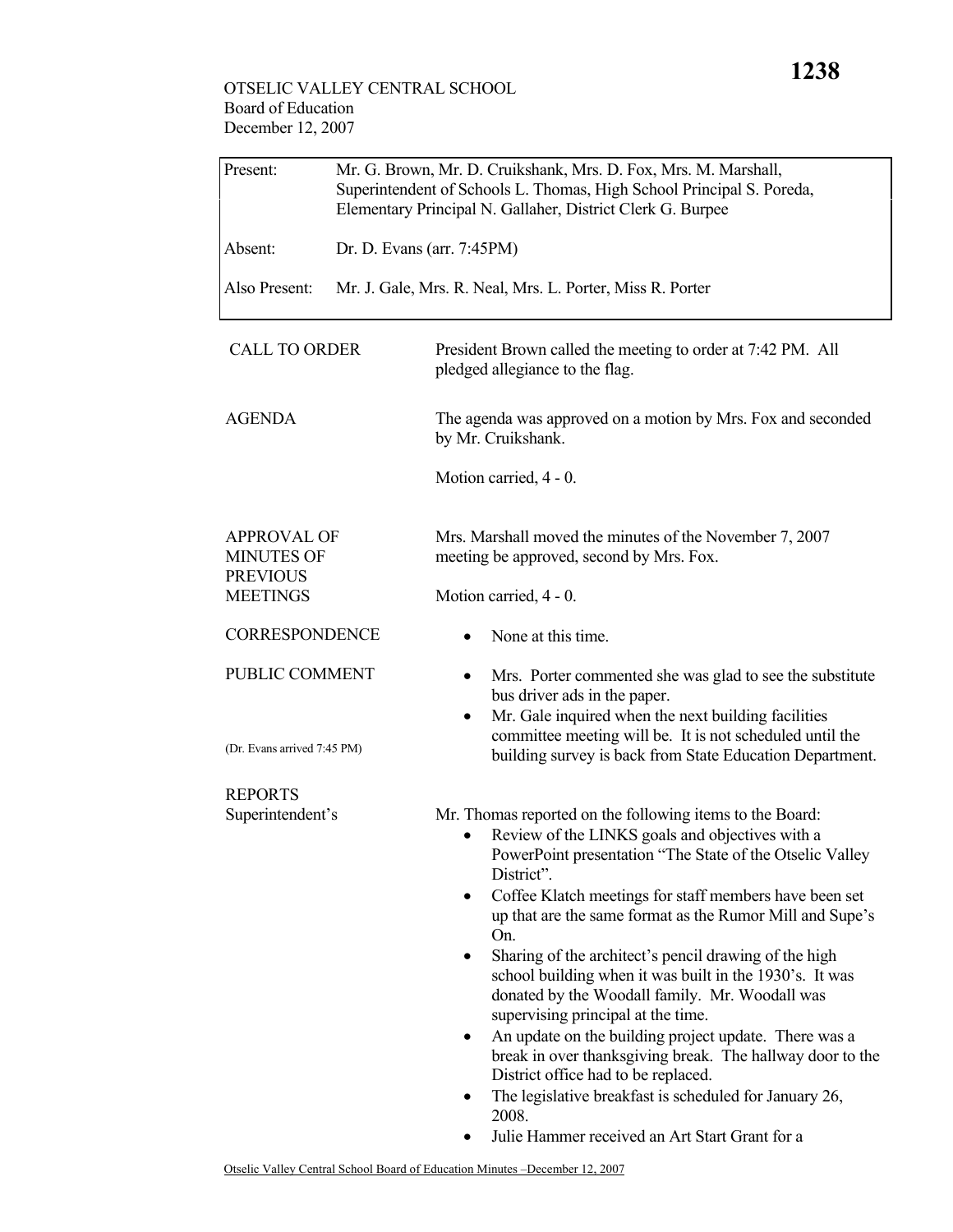OTSELIC VALLEY CENTRAL SCHOOL
Board of Education
December 12, 2007

| Present: | Mr. G. Brown, Mr. D. Cruikshank, Mrs. D. Fox, Mrs. M. Marshall, Superintendent of Schools L. Thomas, High School Principal S. Poreda, Elementary Principal N. Gallaher, District Clerk G. Burpee |
|---|---|
| Absent: | Dr. D. Evans (arr. 7:45PM) |
| Also Present: | Mr. J. Gale, Mrs. R. Neal, Mrs. L. Porter, Miss R. Porter |

**CALL TO ORDER**

President Brown called the meeting to order at 7:42 PM. All pledged allegiance to the flag.

**AGENDA**

The agenda was approved on a motion by Mrs. Fox and seconded by Mr. Cruikshank.

Motion carried, 4 - 0.

**APPROVAL OF MINUTES OF PREVIOUS MEETINGS**

Mrs. Marshall moved the minutes of the November 7, 2007 meeting be approved, second by Mrs. Fox.

Motion carried, 4 - 0.

**CORRESPONDENCE**

- None at this time.

**PUBLIC COMMENT**

- Mrs. Porter commented she was glad to see the substitute bus driver ads in the paper.
- Mr. Gale inquired when the next building facilities committee meeting will be. It is not scheduled until the building survey is back from State Education Department.

(Dr. Evans arrived 7:45 PM)

**REPORTS**

Superintendent's

Mr. Thomas reported on the following items to the Board:

- Review of the LINKS goals and objectives with a PowerPoint presentation "The State of the Otselic Valley District".
- Coffee Klatch meetings for staff members have been set up that are the same format as the Rumor Mill and Supe's On.
- Sharing of the architect's pencil drawing of the high school building when it was built in the 1930's. It was donated by the Woodall family. Mr. Woodall was supervising principal at the time.
- An update on the building project update. There was a break in over thanksgiving break. The hallway door to the District office had to be replaced.
- The legislative breakfast is scheduled for January 26, 2008.
- Julie Hammer received an Art Start Grant for a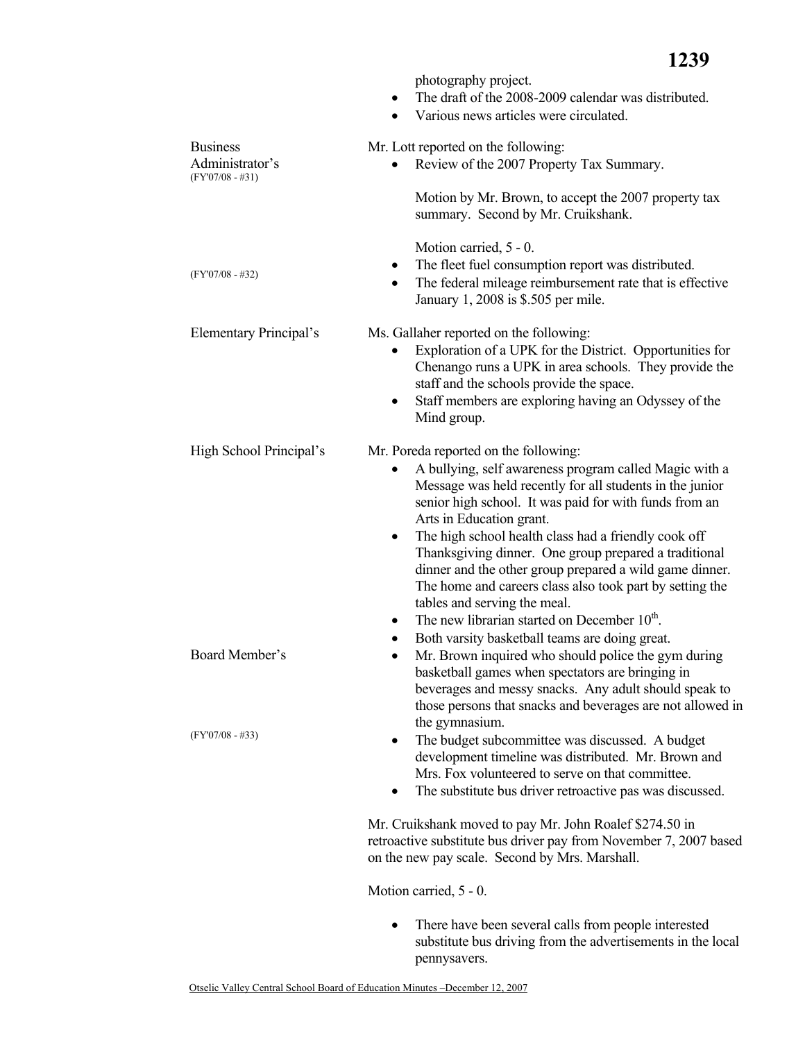photography project.

- The draft of the 2008-2009 calendar was distributed.
- Various news articles were circulated.

**Business Administrator's**
(FY'07/08 - #31)

Mr. Lott reported on the following:

- Review of the 2007 Property Tax Summary.

  Motion by Mr. Brown, to accept the 2007 property tax summary. Second by Mr. Cruikshank.

  Motion carried, 5 - 0.

(FY'07/08 - #32)

- The fleet fuel consumption report was distributed.
- The federal mileage reimbursement rate that is effective January 1, 2008 is $.505 per mile.

**Elementary Principal's**

Ms. Gallaher reported on the following:

- Exploration of a UPK for the District. Opportunities for Chenango runs a UPK in area schools. They provide the staff and the schools provide the space.
- Staff members are exploring having an Odyssey of the Mind group.

**High School Principal's**

Mr. Poreda reported on the following:

- A bullying, self awareness program called Magic with a Message was held recently for all students in the junior senior high school. It was paid for with funds from an Arts in Education grant.
- The high school health class had a friendly cook off Thanksgiving dinner. One group prepared a traditional dinner and the other group prepared a wild game dinner. The home and careers class also took part by setting the tables and serving the meal.
- The new librarian started on December 10th.
- Both varsity basketball teams are doing great.

**Board Member's**

- Mr. Brown inquired who should police the gym during basketball games when spectators are bringing in beverages and messy snacks. Any adult should speak to those persons that snacks and beverages are not allowed in the gymnasium.

(FY'07/08 - #33)

- The budget subcommittee was discussed. A budget development timeline was distributed. Mr. Brown and Mrs. Fox volunteered to serve on that committee.
- The substitute bus driver retroactive pas was discussed.

Mr. Cruikshank moved to pay Mr. John Roalef $274.50 in retroactive substitute bus driver pay from November 7, 2007 based on the new pay scale. Second by Mrs. Marshall.

Motion carried, 5 - 0.

- There have been several calls from people interested substitute bus driving from the advertisements in the local pennysavers.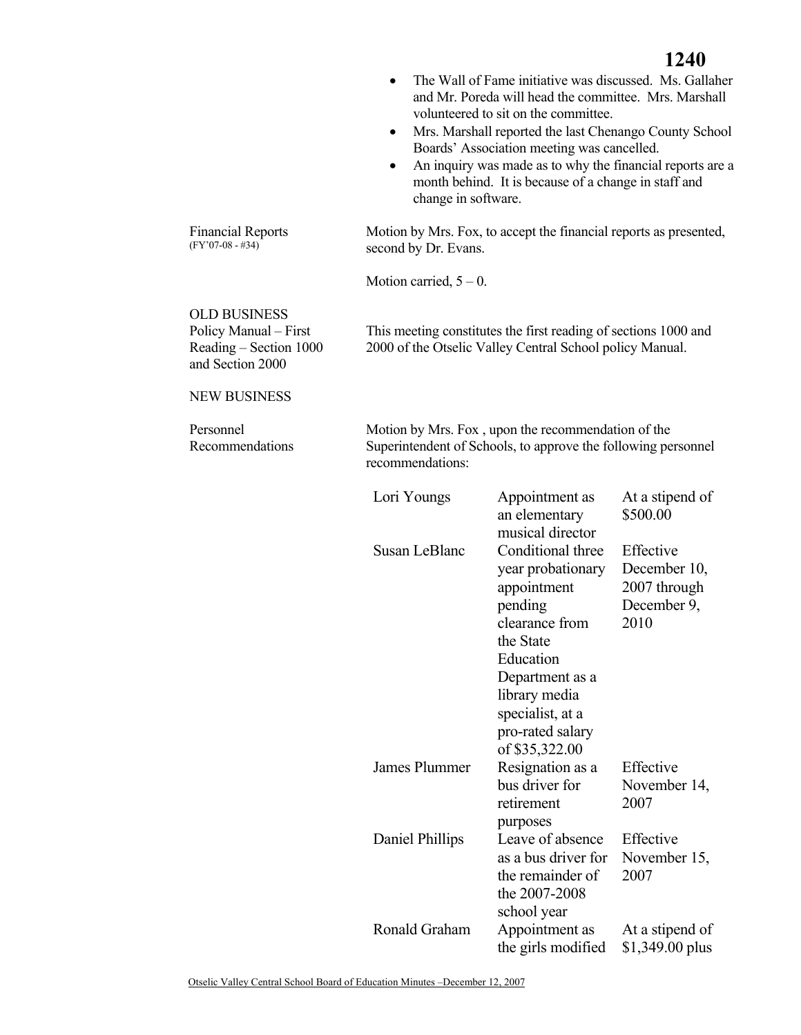- The Wall of Fame initiative was discussed. Ms. Gallaher and Mr. Poreda will head the committee. Mrs. Marshall volunteered to sit on the committee.
- Mrs. Marshall reported the last Chenango County School Boards' Association meeting was cancelled.
- An inquiry was made as to why the financial reports are a month behind. It is because of a change in staff and change in software.

**Financial Reports** (FY'07-08 - #34)

Motion by Mrs. Fox, to accept the financial reports as presented, second by Dr. Evans.

Motion carried, 5 – 0.

## OLD BUSINESS

**Policy Manual – First Reading – Section 1000 and Section 2000**

This meeting constitutes the first reading of sections 1000 and 2000 of the Otselic Valley Central School policy Manual.

## NEW BUSINESS

**Personnel Recommendations**

Motion by Mrs. Fox , upon the recommendation of the Superintendent of Schools, to approve the following personnel recommendations:

| | | |
|---|---|---|
| Lori Youngs | Appointment as an elementary musical director | At a stipend of $500.00 |
| Susan LeBlanc | Conditional three year probationary appointment pending clearance from the State Education Department as a library media specialist, at a pro-rated salary of $35,322.00 | Effective December 10, 2007 through December 9, 2010 |
| James Plummer | Resignation as a bus driver for retirement purposes | Effective November 14, 2007 |
| Daniel Phillips | Leave of absence as a bus driver for the remainder of the 2007-2008 school year | Effective November 15, 2007 |
| Ronald Graham | Appointment as the girls modified | At a stipend of $1,349.00 plus |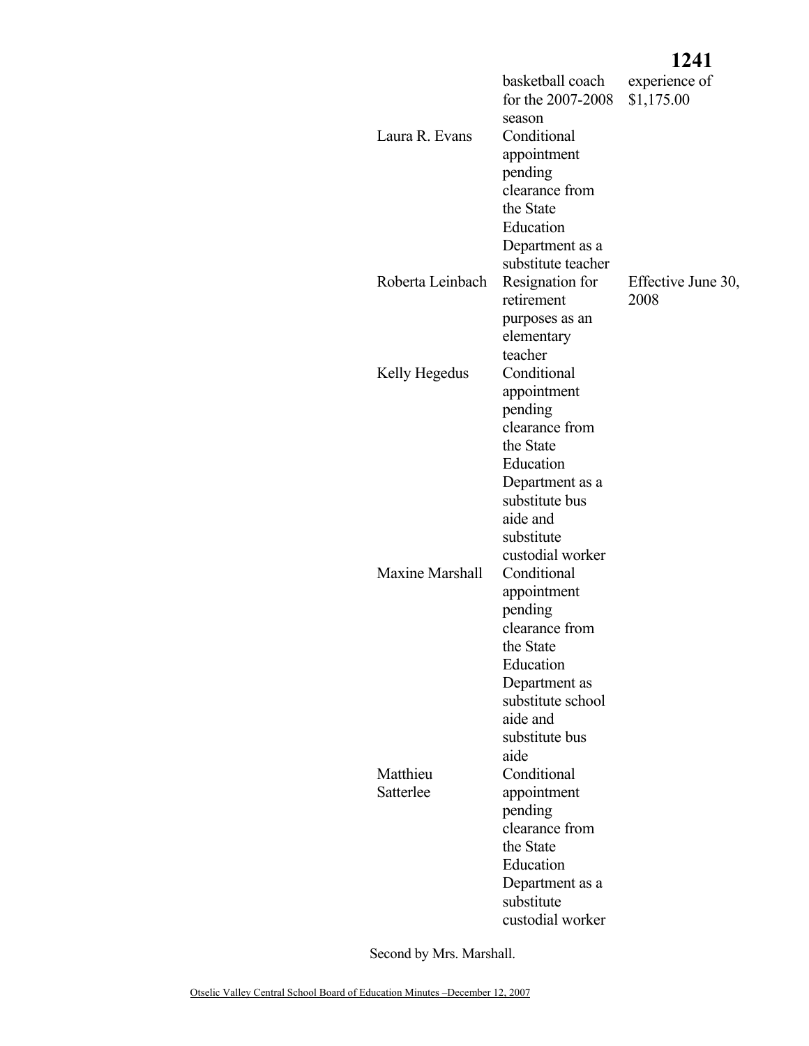| | | |
|---|---|---|
| | basketball coach for the 2007-2008 season | experience of $1,175.00 |
| Laura R. Evans | Conditional appointment pending clearance from the State Education Department as a substitute teacher | |
| Roberta Leinbach | Resignation for retirement purposes as an elementary teacher | Effective June 30, 2008 |
| Kelly Hegedus | Conditional appointment pending clearance from the State Education Department as a substitute bus aide and substitute custodial worker | |
| Maxine Marshall | Conditional appointment pending clearance from the State Education Department as substitute school aide and substitute bus aide | |
| Matthieu Satterlee | Conditional appointment pending clearance from the State Education Department as a substitute custodial worker | |

Second by Mrs. Marshall.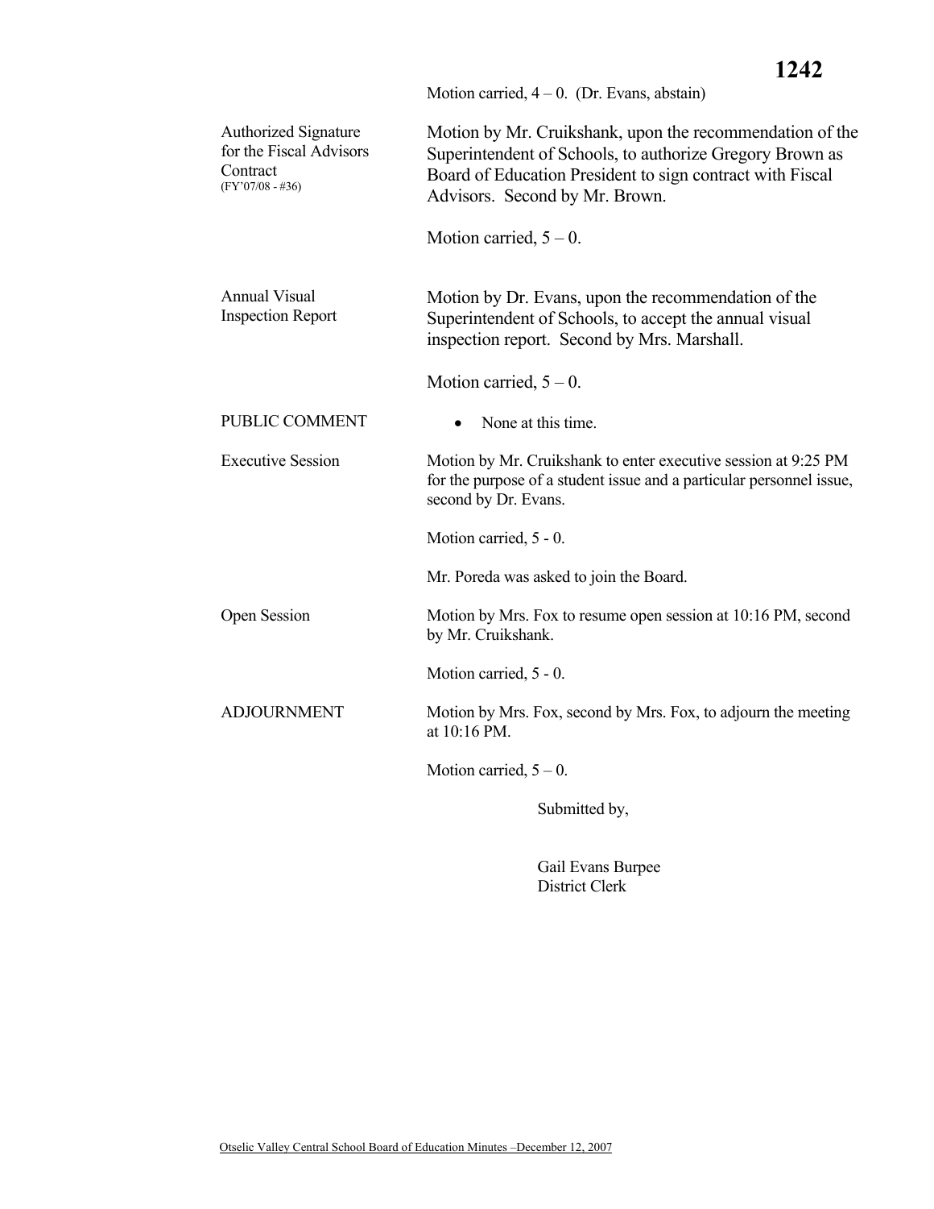Motion carried, 4 – 0. (Dr. Evans, abstain)

**Authorized Signature for the Fiscal Advisors Contract** (FY'07/08 - #36)

Motion by Mr. Cruikshank, upon the recommendation of the Superintendent of Schools, to authorize Gregory Brown as Board of Education President to sign contract with Fiscal Advisors. Second by Mr. Brown.

Motion carried, 5 – 0.

**Annual Visual Inspection Report**

Motion by Dr. Evans, upon the recommendation of the Superintendent of Schools, to accept the annual visual inspection report. Second by Mrs. Marshall.

Motion carried, 5 – 0.

**PUBLIC COMMENT**

- None at this time.

**Executive Session**

Motion by Mr. Cruikshank to enter executive session at 9:25 PM for the purpose of a student issue and a particular personnel issue, second by Dr. Evans.

Motion carried, 5 - 0.

Mr. Poreda was asked to join the Board.

**Open Session**

Motion by Mrs. Fox to resume open session at 10:16 PM, second by Mr. Cruikshank.

Motion carried, 5 - 0.

**ADJOURNMENT**

Motion by Mrs. Fox, second by Mrs. Fox, to adjourn the meeting at 10:16 PM.

Motion carried, 5 – 0.

Submitted by,

Gail Evans Burpee
District Clerk